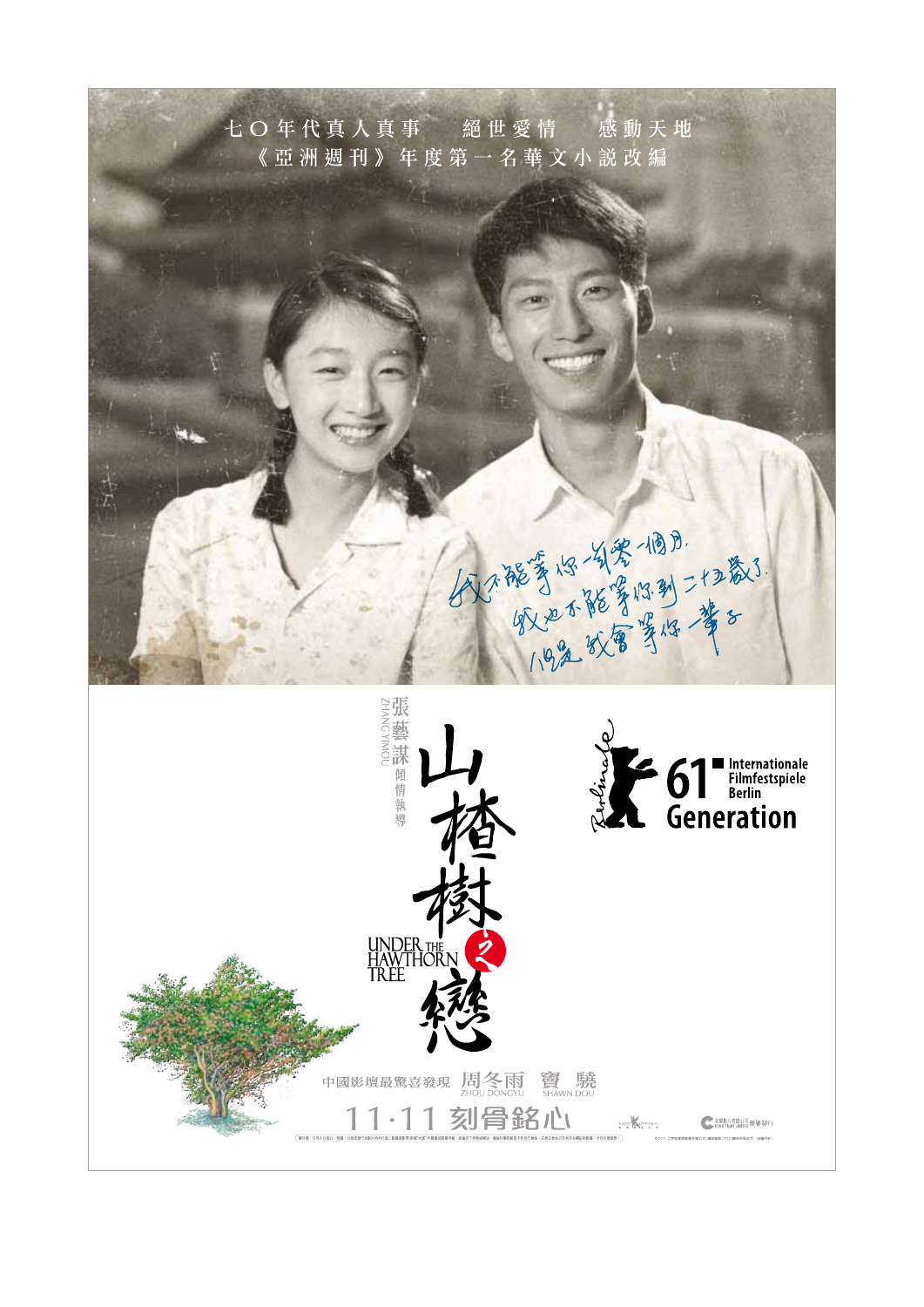七〇年代真人真事　絕世愛情　感動天地

《亞洲週刊》年度第一名華文小說改編

我不能等你一年零一個月，
我也不能等你到二十五歲了，
但是我會等你一輩子

張藝謀 ZHANG YIMOU 傾情執導

# 山楂樹之戀

UNDER THE HAWTHORN TREE

Berlinale 61 Internationale Filmfestspiele Berlin Generation

中國影壇最驚喜發現 周冬雨 ZHOU DONGYU 竇驍 SHAWN DOU

11·11 刻骨銘心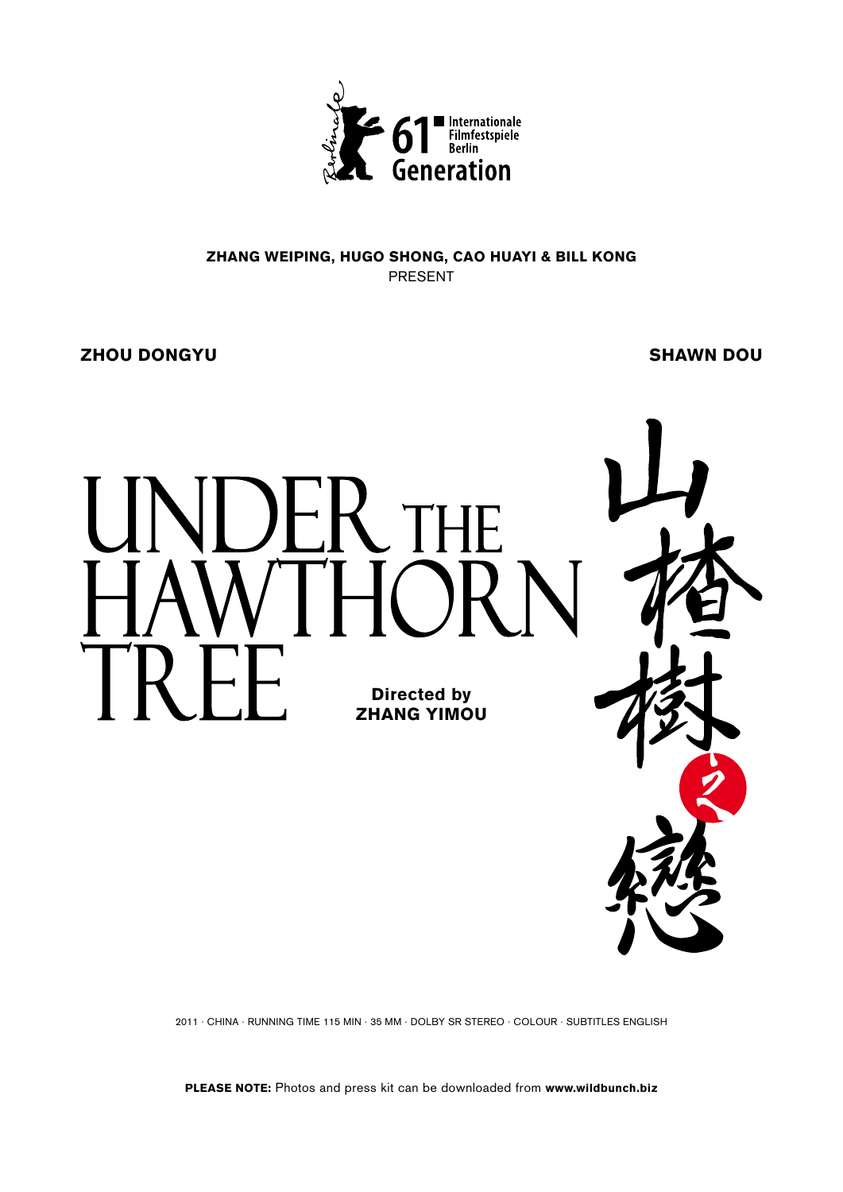Berlinale 61 Internationale Filmfestspiele Berlin Generation

**ZHANG WEIPING, HUGO SHONG, CAO HUAYI & BILL KONG**
PRESENT

**ZHOU DONGYU** **SHAWN DOU**

# UNDER THE HAWTHORN TREE

# 山楂樹之戀

**Directed by**
**ZHANG YIMOU**

2011 · CHINA · RUNNING TIME 115 MIN · 35 MM · DOLBY SR STEREO · COLOUR · SUBTITLES ENGLISH

**PLEASE NOTE:** Photos and press kit can be downloaded from **www.wildbunch.biz**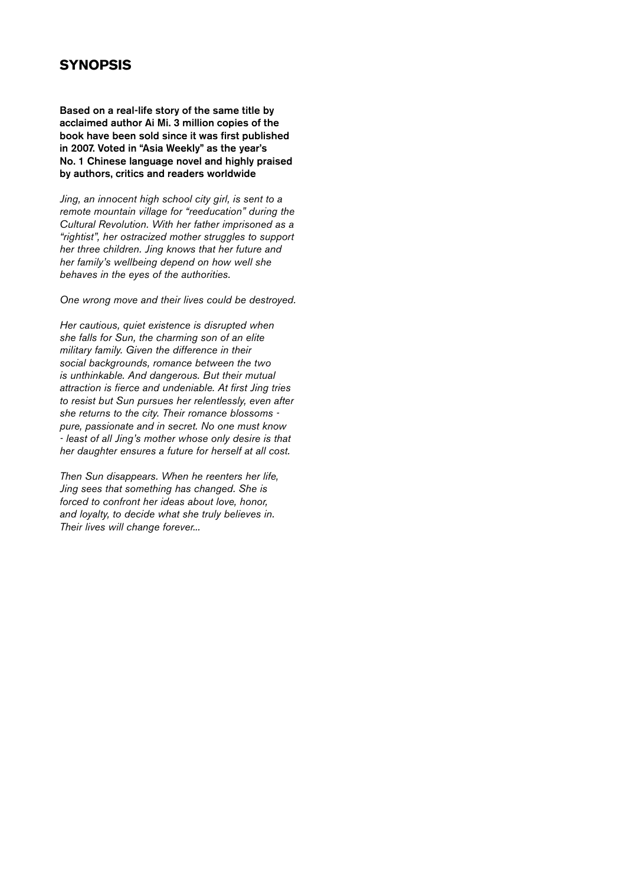## SYNOPSIS

**Based on a real-life story of the same title by acclaimed author Ai Mi. 3 million copies of the book have been sold since it was first published in 2007. Voted in "Asia Weekly" as the year's No. 1 Chinese language novel and highly praised by authors, critics and readers worldwide**

*Jing, an innocent high school city girl, is sent to a remote mountain village for "reeducation" during the Cultural Revolution. With her father imprisoned as a "rightist", her ostracized mother struggles to support her three children. Jing knows that her future and her family's wellbeing depend on how well she behaves in the eyes of the authorities.*

*One wrong move and their lives could be destroyed.*

*Her cautious, quiet existence is disrupted when she falls for Sun, the charming son of an elite military family. Given the difference in their social backgrounds, romance between the two is unthinkable. And dangerous. But their mutual attraction is fierce and undeniable. At first Jing tries to resist but Sun pursues her relentlessly, even after she returns to the city. Their romance blossoms - pure, passionate and in secret. No one must know - least of all Jing's mother whose only desire is that her daughter ensures a future for herself at all cost.*

*Then Sun disappears. When he reenters her life, Jing sees that something has changed. She is forced to confront her ideas about love, honor, and loyalty, to decide what she truly believes in. Their lives will change forever...*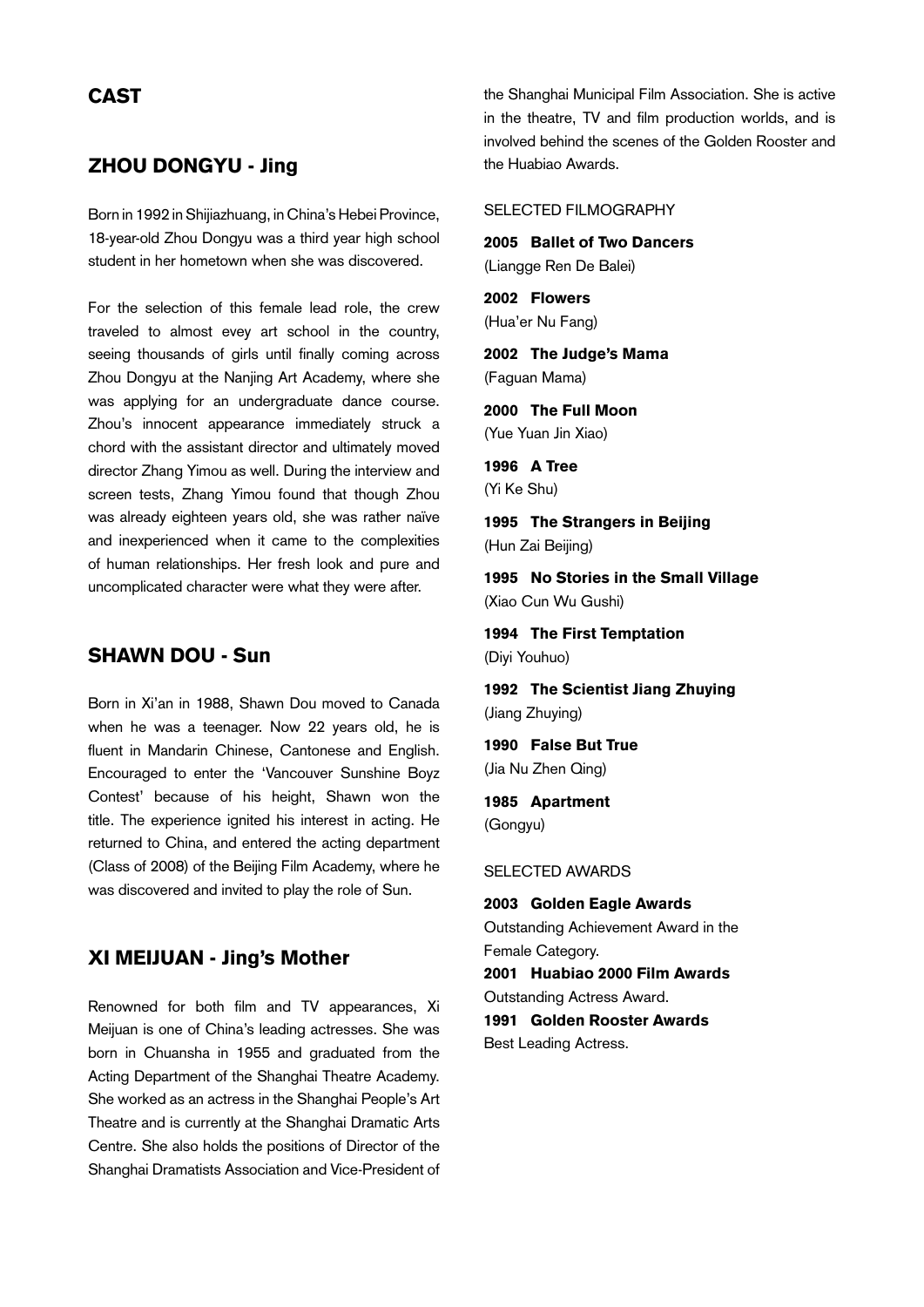## CAST

### ZHOU DONGYU - Jing

Born in 1992 in Shijiazhuang, in China's Hebei Province, 18-year-old Zhou Dongyu was a third year high school student in her hometown when she was discovered.

For the selection of this female lead role, the crew traveled to almost evey art school in the country, seeing thousands of girls until finally coming across Zhou Dongyu at the Nanjing Art Academy, where she was applying for an undergraduate dance course. Zhou's innocent appearance immediately struck a chord with the assistant director and ultimately moved director Zhang Yimou as well. During the interview and screen tests, Zhang Yimou found that though Zhou was already eighteen years old, she was rather naïve and inexperienced when it came to the complexities of human relationships. Her fresh look and pure and uncomplicated character were what they were after.

### SHAWN DOU - Sun

Born in Xi'an in 1988, Shawn Dou moved to Canada when he was a teenager. Now 22 years old, he is fluent in Mandarin Chinese, Cantonese and English. Encouraged to enter the 'Vancouver Sunshine Boyz Contest' because of his height, Shawn won the title. The experience ignited his interest in acting. He returned to China, and entered the acting department (Class of 2008) of the Beijing Film Academy, where he was discovered and invited to play the role of Sun.

### XI MEIJUAN - Jing's Mother

Renowned for both film and TV appearances, Xi Meijuan is one of China's leading actresses. She was born in Chuansha in 1955 and graduated from the Acting Department of the Shanghai Theatre Academy. She worked as an actress in the Shanghai People's Art Theatre and is currently at the Shanghai Dramatic Arts Centre. She also holds the positions of Director of the Shanghai Dramatists Association and Vice-President of the Shanghai Municipal Film Association. She is active in the theatre, TV and film production worlds, and is involved behind the scenes of the Golden Rooster and the Huabiao Awards.

SELECTED FILMOGRAPHY

**2005 Ballet of Two Dancers**
(Liangge Ren De Balei)

**2002 Flowers**
(Hua'er Nu Fang)

**2002 The Judge's Mama**
(Faguan Mama)

**2000 The Full Moon**
(Yue Yuan Jin Xiao)

**1996 A Tree**
(Yi Ke Shu)

**1995 The Strangers in Beijing**
(Hun Zai Beijing)

**1995 No Stories in the Small Village**
(Xiao Cun Wu Gushi)

**1994 The First Temptation**
(Diyi Youhuo)

**1992 The Scientist Jiang Zhuying**
(Jiang Zhuying)

**1990 False But True**
(Jia Nu Zhen Qing)

**1985 Apartment**
(Gongyu)

SELECTED AWARDS

**2003 Golden Eagle Awards**
Outstanding Achievement Award in the Female Category.

**2001 Huabiao 2000 Film Awards**
Outstanding Actress Award.

**1991 Golden Rooster Awards**
Best Leading Actress.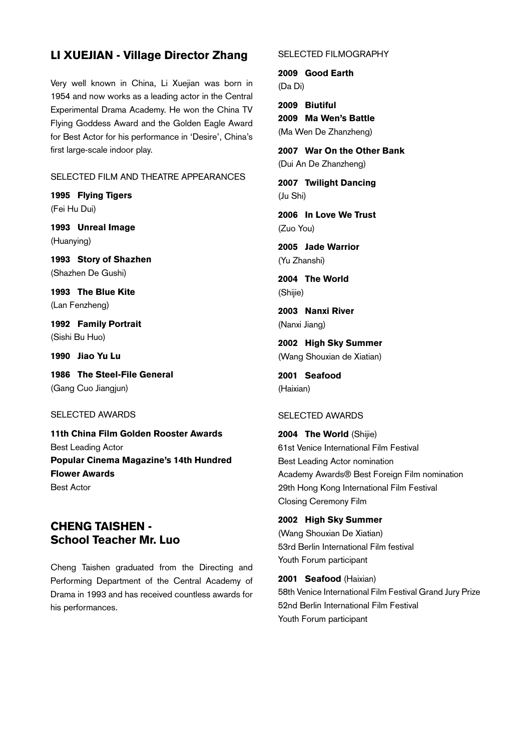## LI XUEJIAN - Village Director Zhang

Very well known in China, Li Xuejian was born in 1954 and now works as a leading actor in the Central Experimental Drama Academy. He won the China TV Flying Goddess Award and the Golden Eagle Award for Best Actor for his performance in 'Desire', China's first large-scale indoor play.

SELECTED FILM AND THEATRE APPEARANCES

**1995 Flying Tigers**
(Fei Hu Dui)

**1993 Unreal Image**
(Huanying)

**1993 Story of Shazhen**
(Shazhen De Gushi)

**1993 The Blue Kite**
(Lan Fenzheng)

**1992 Family Portrait**
(Sishi Bu Huo)

**1990 Jiao Yu Lu**

**1986 The Steel-File General**
(Gang Cuo Jiangjun)

SELECTED AWARDS

**11th China Film Golden Rooster Awards**
Best Leading Actor
**Popular Cinema Magazine's 14th Hundred Flower Awards**
Best Actor

## CHENG TAISHEN - School Teacher Mr. Luo

Cheng Taishen graduated from the Directing and Performing Department of the Central Academy of Drama in 1993 and has received countless awards for his performances.

SELECTED FILMOGRAPHY

**2009 Good Earth**
(Da Di)

**2009 Biutiful**
**2009 Ma Wen's Battle**
(Ma Wen De Zhanzheng)

**2007 War On the Other Bank**
(Dui An De Zhanzheng)

**2007 Twilight Dancing**
(Ju Shi)

**2006 In Love We Trust**
(Zuo You)

**2005 Jade Warrior**
(Yu Zhanshi)

**2004 The World**
(Shijie)

**2003 Nanxi River**
(Nanxi Jiang)

**2002 High Sky Summer**
(Wang Shouxian de Xiatian)

**2001 Seafood**
(Haixian)

SELECTED AWARDS

**2004 The World** (Shijie)
61st Venice International Film Festival
Best Leading Actor nomination
Academy Awards® Best Foreign Film nomination
29th Hong Kong International Film Festival
Closing Ceremony Film

**2002 High Sky Summer**
(Wang Shouxian De Xiatian)
53rd Berlin International Film festival
Youth Forum participant

**2001 Seafood** (Haixian)
58th Venice International Film Festival Grand Jury Prize
52nd Berlin International Film Festival
Youth Forum participant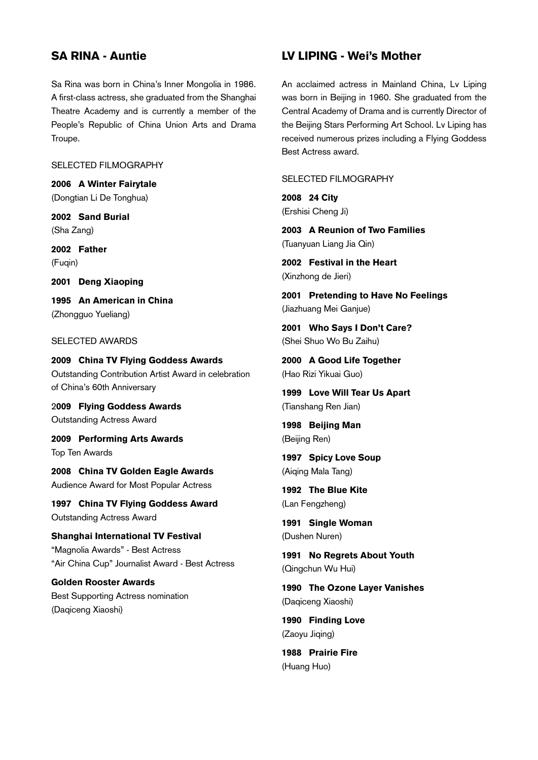## SA RINA - Auntie

Sa Rina was born in China's Inner Mongolia in 1986. A first-class actress, she graduated from the Shanghai Theatre Academy and is currently a member of the People's Republic of China Union Arts and Drama Troupe.

SELECTED FILMOGRAPHY

**2006 A Winter Fairytale**
(Dongtian Li De Tonghua)

**2002 Sand Burial**
(Sha Zang)

**2002 Father**
(Fuqin)

**2001 Deng Xiaoping**

**1995 An American in China**
(Zhongguo Yueliang)

SELECTED AWARDS

**2009 China TV Flying Goddess Awards**
Outstanding Contribution Artist Award in celebration of China's 60th Anniversary

**2009 Flying Goddess Awards**
Outstanding Actress Award

**2009 Performing Arts Awards**
Top Ten Awards

**2008 China TV Golden Eagle Awards**
Audience Award for Most Popular Actress

**1997 China TV Flying Goddess Award**
Outstanding Actress Award

**Shanghai International TV Festival**
"Magnolia Awards" - Best Actress
"Air China Cup" Journalist Award - Best Actress

**Golden Rooster Awards**
Best Supporting Actress nomination
(Daqiceng Xiaoshi)

## LV LIPING - Wei's Mother

An acclaimed actress in Mainland China, Lv Liping was born in Beijing in 1960. She graduated from the Central Academy of Drama and is currently Director of the Beijing Stars Performing Art School. Lv Liping has received numerous prizes including a Flying Goddess Best Actress award.

SELECTED FILMOGRAPHY

**2008 24 City**
(Ershisi Cheng Ji)

**2003 A Reunion of Two Families**
(Tuanyuan Liang Jia Qin)

**2002 Festival in the Heart**
(Xinzhong de Jieri)

**2001 Pretending to Have No Feelings**
(Jiazhuang Mei Ganjue)

**2001 Who Says I Don't Care?**
(Shei Shuo Wo Bu Zaihu)

**2000 A Good Life Together**
(Hao Rizi Yikuai Guo)

**1999 Love Will Tear Us Apart**
(Tianshang Ren Jian)

**1998 Beijing Man**
(Beijing Ren)

**1997 Spicy Love Soup**
(Aiqing Mala Tang)

**1992 The Blue Kite**
(Lan Fengzheng)

**1991 Single Woman**
(Dushen Nuren)

**1991 No Regrets About Youth**
(Qingchun Wu Hui)

**1990 The Ozone Layer Vanishes**
(Daqiceng Xiaoshi)

**1990 Finding Love**
(Zaoyu Jiqing)

**1988 Prairie Fire**
(Huang Huo)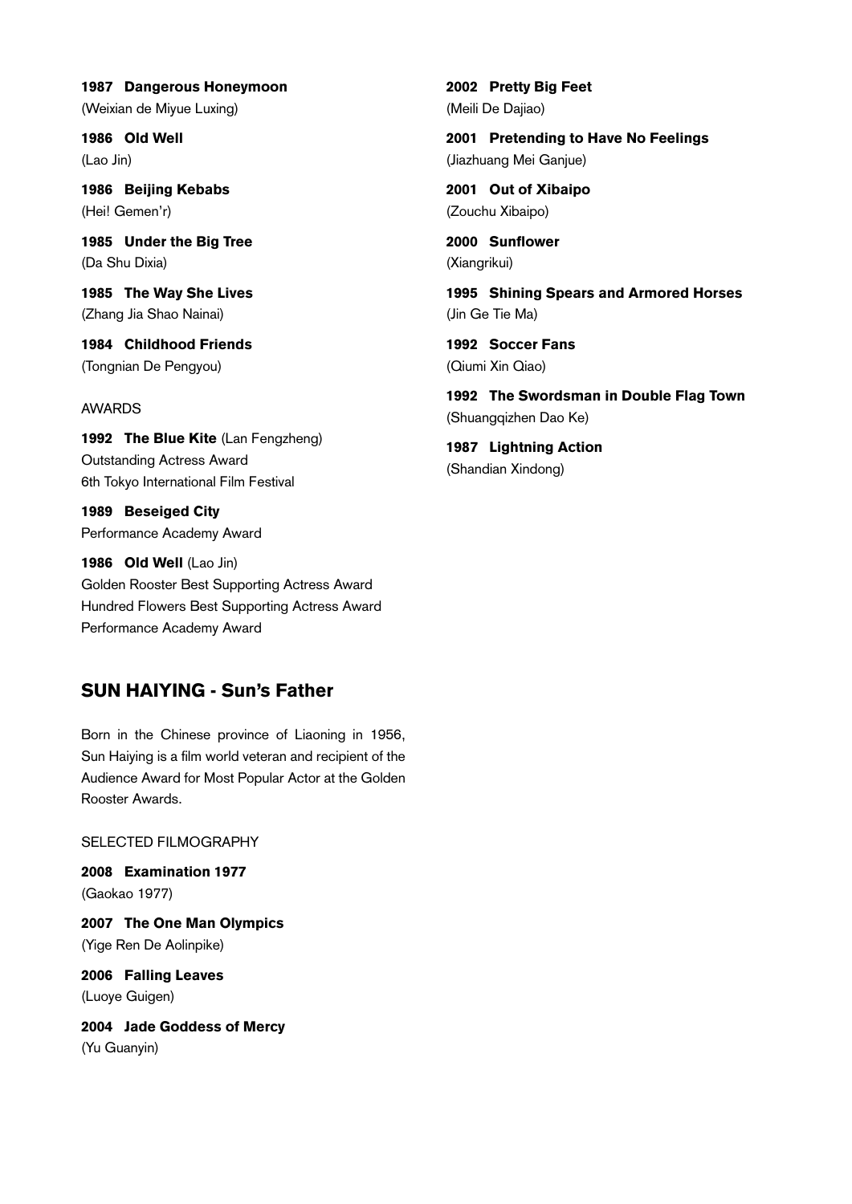**1987 Dangerous Honeymoon**
(Weixian de Miyue Luxing)

**1986 Old Well**
(Lao Jin)

**1986 Beijing Kebabs**
(Hei! Gemen'r)

**1985 Under the Big Tree**
(Da Shu Dixia)

**1985 The Way She Lives**
(Zhang Jia Shao Nainai)

**1984 Childhood Friends**
(Tongnian De Pengyou)

AWARDS

**1992 The Blue Kite** (Lan Fengzheng)
Outstanding Actress Award
6th Tokyo International Film Festival

**1989 Beseiged City**
Performance Academy Award

**1986 Old Well** (Lao Jin)
Golden Rooster Best Supporting Actress Award
Hundred Flowers Best Supporting Actress Award
Performance Academy Award

## SUN HAIYING - Sun's Father

Born in the Chinese province of Liaoning in 1956, Sun Haiying is a film world veteran and recipient of the Audience Award for Most Popular Actor at the Golden Rooster Awards.

SELECTED FILMOGRAPHY

**2008 Examination 1977**
(Gaokao 1977)

**2007 The One Man Olympics**
(Yige Ren De Aolinpike)

**2006 Falling Leaves**
(Luoye Guigen)

**2004 Jade Goddess of Mercy**
(Yu Guanyin)

**2002 Pretty Big Feet**
(Meili De Dajiao)

**2001 Pretending to Have No Feelings**
(Jiazhuang Mei Ganjue)

**2001 Out of Xibaipo**
(Zouchu Xibaipo)

**2000 Sunflower**
(Xiangrikui)

**1995 Shining Spears and Armored Horses**
(Jin Ge Tie Ma)

**1992 Soccer Fans**
(Qiumi Xin Qiao)

**1992 The Swordsman in Double Flag Town**
(Shuangqizhen Dao Ke)

**1987 Lightning Action**
(Shandian Xindong)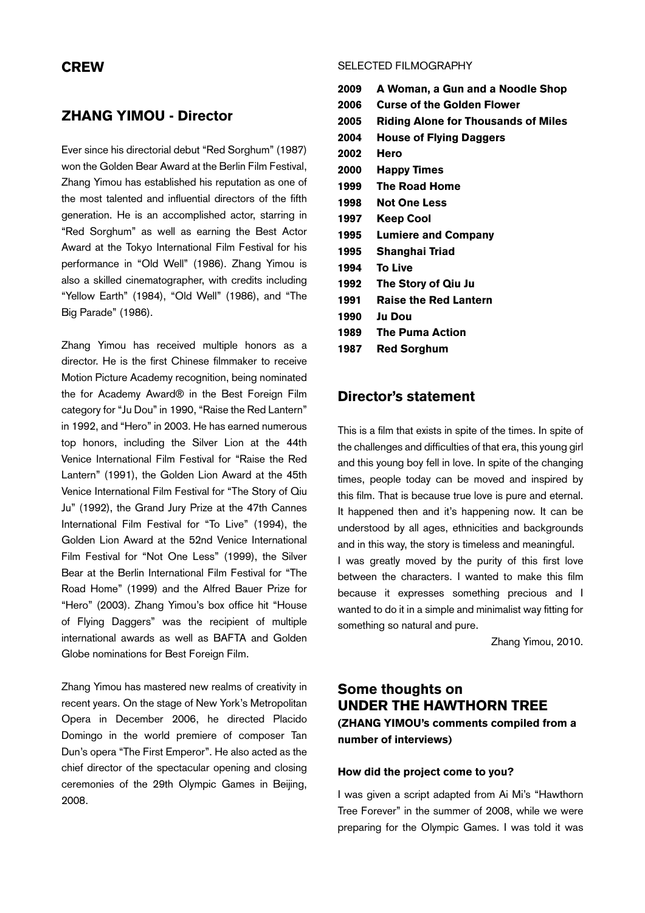## CREW

## ZHANG YIMOU - Director

Ever since his directorial debut "Red Sorghum" (1987) won the Golden Bear Award at the Berlin Film Festival, Zhang Yimou has established his reputation as one of the most talented and influential directors of the fifth generation. He is an accomplished actor, starring in "Red Sorghum" as well as earning the Best Actor Award at the Tokyo International Film Festival for his performance in "Old Well" (1986). Zhang Yimou is also a skilled cinematographer, with credits including "Yellow Earth" (1984), "Old Well" (1986), and "The Big Parade" (1986).

Zhang Yimou has received multiple honors as a director. He is the first Chinese filmmaker to receive Motion Picture Academy recognition, being nominated the for Academy Award® in the Best Foreign Film category for "Ju Dou" in 1990, "Raise the Red Lantern" in 1992, and "Hero" in 2003. He has earned numerous top honors, including the Silver Lion at the 44th Venice International Film Festival for "Raise the Red Lantern" (1991), the Golden Lion Award at the 45th Venice International Film Festival for "The Story of Qiu Ju" (1992), the Grand Jury Prize at the 47th Cannes International Film Festival for "To Live" (1994), the Golden Lion Award at the 52nd Venice International Film Festival for "Not One Less" (1999), the Silver Bear at the Berlin International Film Festival for "The Road Home" (1999) and the Alfred Bauer Prize for "Hero" (2003). Zhang Yimou's box office hit "House of Flying Daggers" was the recipient of multiple international awards as well as BAFTA and Golden Globe nominations for Best Foreign Film.

Zhang Yimou has mastered new realms of creativity in recent years. On the stage of New York's Metropolitan Opera in December 2006, he directed Placido Domingo in the world premiere of composer Tan Dun's opera "The First Emperor". He also acted as the chief director of the spectacular opening and closing ceremonies of the 29th Olympic Games in Beijing, 2008.

SELECTED FILMOGRAPHY

**2009 A Woman, a Gun and a Noodle Shop**
**2006 Curse of the Golden Flower**
**2005 Riding Alone for Thousands of Miles**
**2004 House of Flying Daggers**
**2002 Hero**
**2000 Happy Times**
**1999 The Road Home**
**1998 Not One Less**
**1997 Keep Cool**
**1995 Lumiere and Company**
**1995 Shanghai Triad**
**1994 To Live**
**1992 The Story of Qiu Ju**
**1991 Raise the Red Lantern**
**1990 Ju Dou**
**1989 The Puma Action**
**1987 Red Sorghum**

## Director's statement

This is a film that exists in spite of the times. In spite of the challenges and difficulties of that era, this young girl and this young boy fell in love. In spite of the changing times, people today can be moved and inspired by this film. That is because true love is pure and eternal. It happened then and it's happening now. It can be understood by all ages, ethnicities and backgrounds and in this way, the story is timeless and meaningful.
I was greatly moved by the purity of this first love between the characters. I wanted to make this film because it expresses something precious and I wanted to do it in a simple and minimalist way fitting for something so natural and pure.

Zhang Yimou, 2010.

## Some thoughts on UNDER THE HAWTHORN TREE

**(ZHANG YIMOU's comments compiled from a number of interviews)**

#### How did the project come to you?

I was given a script adapted from Ai Mi's "Hawthorn Tree Forever" in the summer of 2008, while we were preparing for the Olympic Games. I was told it was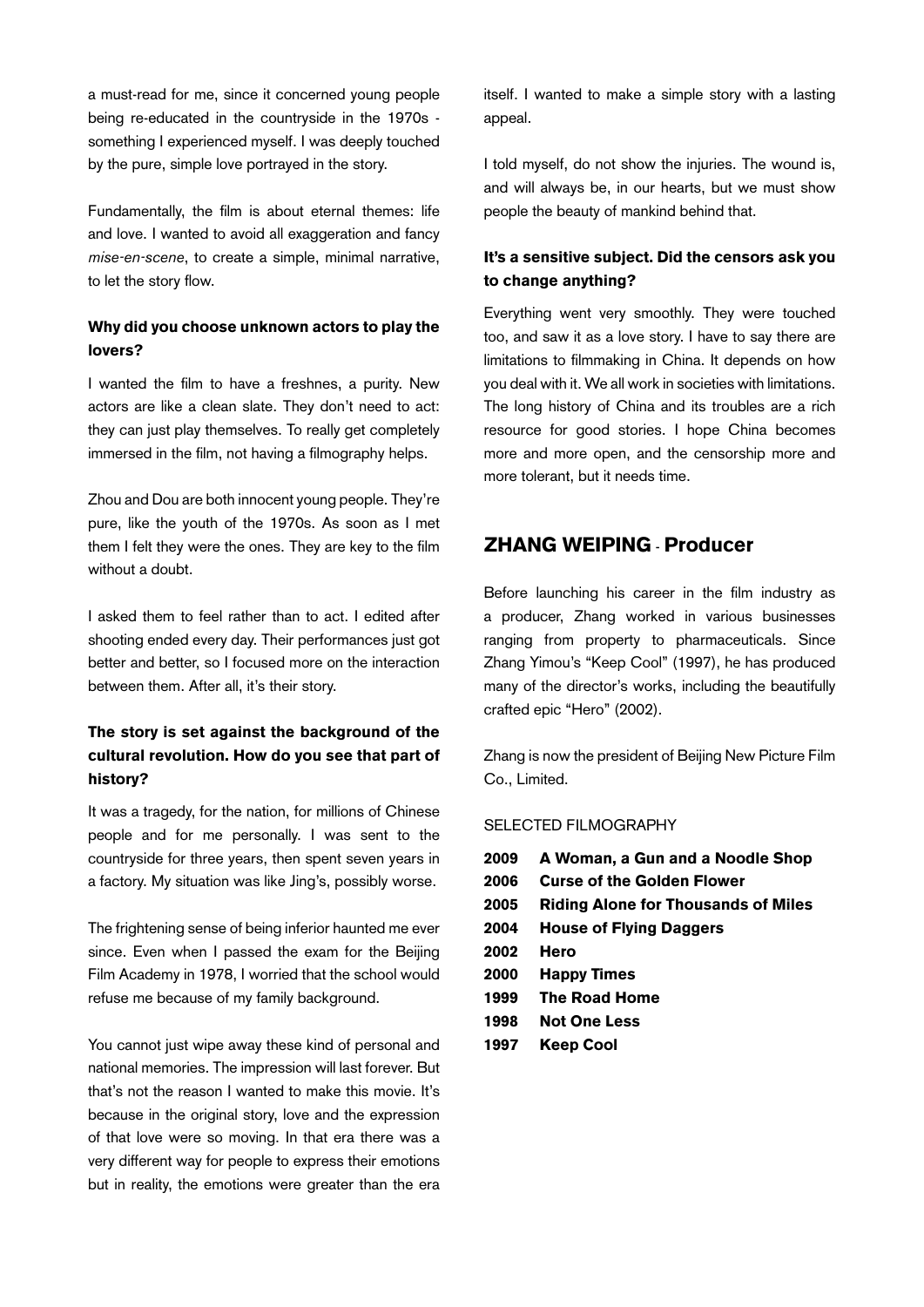a must-read for me, since it concerned young people being re-educated in the countryside in the 1970s - something I experienced myself. I was deeply touched by the pure, simple love portrayed in the story.

Fundamentally, the film is about eternal themes: life and love. I wanted to avoid all exaggeration and fancy *mise-en-scene*, to create a simple, minimal narrative, to let the story flow.

**Why did you choose unknown actors to play the lovers?**

I wanted the film to have a freshnes, a purity. New actors are like a clean slate. They don't need to act: they can just play themselves. To really get completely immersed in the film, not having a filmography helps.

Zhou and Dou are both innocent young people. They're pure, like the youth of the 1970s. As soon as I met them I felt they were the ones. They are key to the film without a doubt.

I asked them to feel rather than to act. I edited after shooting ended every day. Their performances just got better and better, so I focused more on the interaction between them. After all, it's their story.

**The story is set against the background of the cultural revolution. How do you see that part of history?**

It was a tragedy, for the nation, for millions of Chinese people and for me personally. I was sent to the countryside for three years, then spent seven years in a factory. My situation was like Jing's, possibly worse.

The frightening sense of being inferior haunted me ever since. Even when I passed the exam for the Beijing Film Academy in 1978, I worried that the school would refuse me because of my family background.

You cannot just wipe away these kind of personal and national memories. The impression will last forever. But that's not the reason I wanted to make this movie. It's because in the original story, love and the expression of that love were so moving. In that era there was a very different way for people to express their emotions but in reality, the emotions were greater than the era itself. I wanted to make a simple story with a lasting appeal.

I told myself, do not show the injuries. The wound is, and will always be, in our hearts, but we must show people the beauty of mankind behind that.

**It's a sensitive subject. Did the censors ask you to change anything?**

Everything went very smoothly. They were touched too, and saw it as a love story. I have to say there are limitations to filmmaking in China. It depends on how you deal with it. We all work in societies with limitations. The long history of China and its troubles are a rich resource for good stories. I hope China becomes more and more open, and the censorship more and more tolerant, but it needs time.

## ZHANG WEIPING - Producer

Before launching his career in the film industry as a producer, Zhang worked in various businesses ranging from property to pharmaceuticals. Since Zhang Yimou's "Keep Cool" (1997), he has produced many of the director's works, including the beautifully crafted epic "Hero" (2002).

Zhang is now the president of Beijing New Picture Film Co., Limited.

SELECTED FILMOGRAPHY

**2009 A Woman, a Gun and a Noodle Shop**
**2006 Curse of the Golden Flower**
**2005 Riding Alone for Thousands of Miles**
**2004 House of Flying Daggers**
**2002 Hero**
**2000 Happy Times**
**1999 The Road Home**
**1998 Not One Less**
**1997 Keep Cool**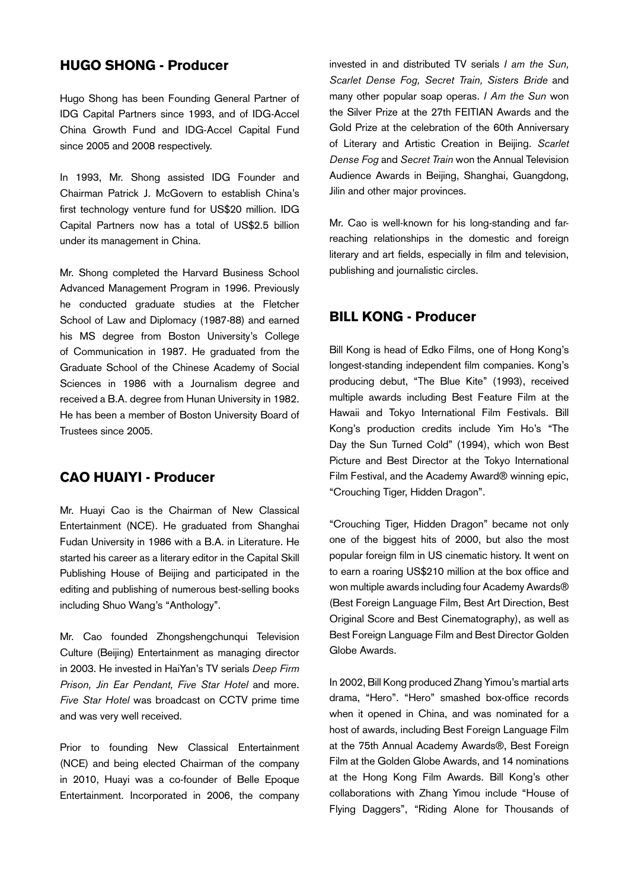## HUGO SHONG - Producer

Hugo Shong has been Founding General Partner of IDG Capital Partners since 1993, and of IDG-Accel China Growth Fund and IDG-Accel Capital Fund since 2005 and 2008 respectively.

In 1993, Mr. Shong assisted IDG Founder and Chairman Patrick J. McGovern to establish China's first technology venture fund for US$20 million. IDG Capital Partners now has a total of US$2.5 billion under its management in China.

Mr. Shong completed the Harvard Business School Advanced Management Program in 1996. Previously he conducted graduate studies at the Fletcher School of Law and Diplomacy (1987-88) and earned his MS degree from Boston University's College of Communication in 1987. He graduated from the Graduate School of the Chinese Academy of Social Sciences in 1986 with a Journalism degree and received a B.A. degree from Hunan University in 1982. He has been a member of Boston University Board of Trustees since 2005.

## CAO HUAIYI - Producer

Mr. Huayi Cao is the Chairman of New Classical Entertainment (NCE). He graduated from Shanghai Fudan University in 1986 with a B.A. in Literature. He started his career as a literary editor in the Capital Skill Publishing House of Beijing and participated in the editing and publishing of numerous best-selling books including Shuo Wang's "Anthology".

Mr. Cao founded Zhongshengchunqui Television Culture (Beijing) Entertainment as managing director in 2003. He invested in HaiYan's TV serials *Deep Firm Prison, Jin Ear Pendant, Five Star Hotel* and more. *Five Star Hotel* was broadcast on CCTV prime time and was very well received.

Prior to founding New Classical Entertainment (NCE) and being elected Chairman of the company in 2010, Huayi was a co-founder of Belle Epoque Entertainment. Incorporated in 2006, the company invested in and distributed TV serials *I am the Sun, Scarlet Dense Fog, Secret Train, Sisters Bride* and many other popular soap operas. *I Am the Sun* won the Silver Prize at the 27th FEITIAN Awards and the Gold Prize at the celebration of the 60th Anniversary of Literary and Artistic Creation in Beijing. *Scarlet Dense Fog* and *Secret Train* won the Annual Television Audience Awards in Beijing, Shanghai, Guangdong, Jilin and other major provinces.

Mr. Cao is well-known for his long-standing and far-reaching relationships in the domestic and foreign literary and art fields, especially in film and television, publishing and journalistic circles.

## BILL KONG - Producer

Bill Kong is head of Edko Films, one of Hong Kong's longest-standing independent film companies. Kong's producing debut, "The Blue Kite" (1993), received multiple awards including Best Feature Film at the Hawaii and Tokyo International Film Festivals. Bill Kong's production credits include Yim Ho's "The Day the Sun Turned Cold" (1994), which won Best Picture and Best Director at the Tokyo International Film Festival, and the Academy Award® winning epic, "Crouching Tiger, Hidden Dragon".

"Crouching Tiger, Hidden Dragon" became not only one of the biggest hits of 2000, but also the most popular foreign film in US cinematic history. It went on to earn a roaring US$210 million at the box office and won multiple awards including four Academy Awards® (Best Foreign Language Film, Best Art Direction, Best Original Score and Best Cinematography), as well as Best Foreign Language Film and Best Director Golden Globe Awards.

In 2002, Bill Kong produced Zhang Yimou's martial arts drama, "Hero". "Hero" smashed box-office records when it opened in China, and was nominated for a host of awards, including Best Foreign Language Film at the 75th Annual Academy Awards®, Best Foreign Film at the Golden Globe Awards, and 14 nominations at the Hong Kong Film Awards. Bill Kong's other collaborations with Zhang Yimou include "House of Flying Daggers", "Riding Alone for Thousands of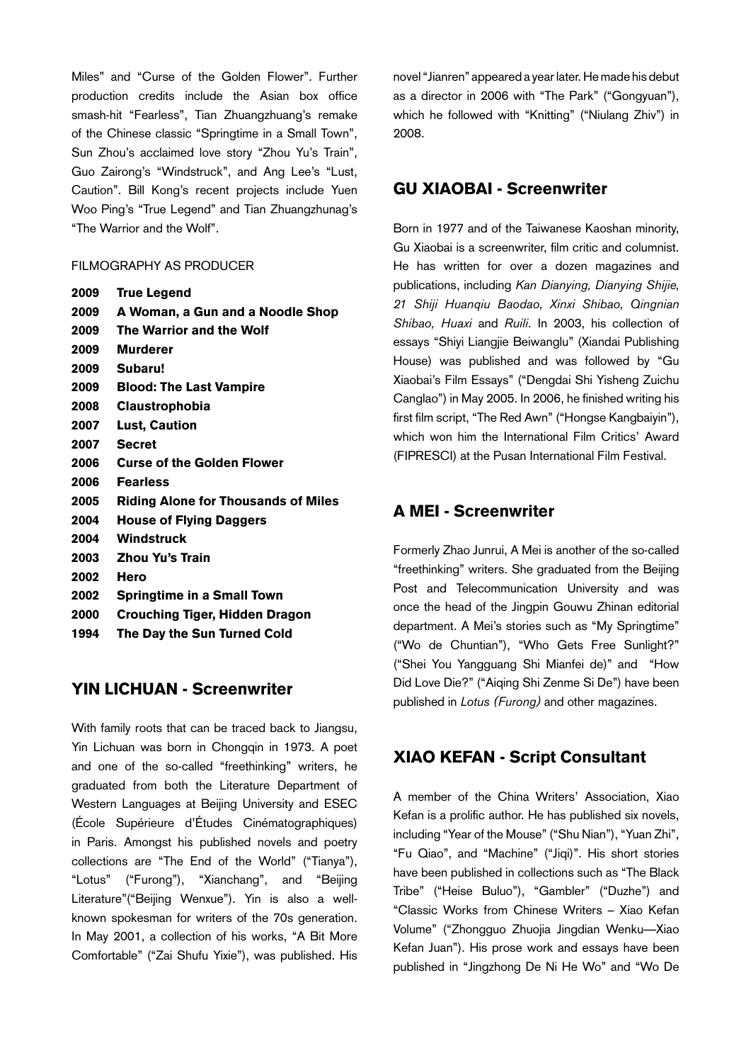Miles" and "Curse of the Golden Flower". Further production credits include the Asian box office smash-hit "Fearless", Tian Zhuangzhuang's remake of the Chinese classic "Springtime in a Small Town", Sun Zhou's acclaimed love story "Zhou Yu's Train", Guo Zairong's "Windstruck", and Ang Lee's "Lust, Caution". Bill Kong's recent projects include Yuen Woo Ping's "True Legend" and Tian Zhuangzhunag's "The Warrior and the Wolf".

FILMOGRAPHY AS PRODUCER

**2009 True Legend**
**2009 A Woman, a Gun and a Noodle Shop**
**2009 The Warrior and the Wolf**
**2009 Murderer**
**2009 Subaru!**
**2009 Blood: The Last Vampire**
**2008 Claustrophobia**
**2007 Lust, Caution**
**2007 Secret**
**2006 Curse of the Golden Flower**
**2006 Fearless**
**2005 Riding Alone for Thousands of Miles**
**2004 House of Flying Daggers**
**2004 Windstruck**
**2003 Zhou Yu's Train**
**2002 Hero**
**2002 Springtime in a Small Town**
**2000 Crouching Tiger, Hidden Dragon**
**1994 The Day the Sun Turned Cold**

## YIN LICHUAN - Screenwriter

With family roots that can be traced back to Jiangsu, Yin Lichuan was born in Chongqin in 1973. A poet and one of the so-called "freethinking" writers, he graduated from both the Literature Department of Western Languages at Beijing University and ESEC (École Supérieure d'Études Cinématographiques) in Paris. Amongst his published novels and poetry collections are "The End of the World" ("Tianya"), "Lotus" ("Furong"), "Xianchang", and "Beijing Literature"("Beijing Wenxue"). Yin is also a well-known spokesman for writers of the 70s generation. In May 2001, a collection of his works, "A Bit More Comfortable" ("Zai Shufu Yixie"), was published. His novel "Jianren" appeared a year later. He made his debut as a director in 2006 with "The Park" ("Gongyuan"), which he followed with "Knitting" ("Niulang Zhiv") in 2008.

## GU XIAOBAI - Screenwriter

Born in 1977 and of the Taiwanese Kaoshan minority, Gu Xiaobai is a screenwriter, film critic and columnist. He has written for over a dozen magazines and publications, including *Kan Dianying, Dianying Shijie, 21 Shiji Huanqiu Baodao, Xinxi Shibao, Qingnian Shibao, Huaxi* and *Ruili*. In 2003, his collection of essays "Shiyi Liangjie Beiwanglu" (Xiandai Publishing House) was published and was followed by "Gu Xiaobai's Film Essays" ("Dengdai Shi Yisheng Zuichu Canglao") in May 2005. In 2006, he finished writing his first film script, "The Red Awn" ("Hongse Kangbaiyin"), which won him the International Film Critics' Award (FIPRESCI) at the Pusan International Film Festival.

## A MEI - Screenwriter

Formerly Zhao Junrui, A Mei is another of the so-called "freethinking" writers. She graduated from the Beijing Post and Telecommunication University and was once the head of the Jingpin Gouwu Zhinan editorial department. A Mei's stories such as "My Springtime" ("Wo de Chuntian"), "Who Gets Free Sunlight?" ("Shei You Yangguang Shi Mianfei de)" and "How Did Love Die?" ("Aiqing Shi Zenme Si De") have been published in *Lotus (Furong)* and other magazines.

## XIAO KEFAN - Script Consultant

A member of the China Writers' Association, Xiao Kefan is a prolific author. He has published six novels, including "Year of the Mouse" ("Shu Nian"), "Yuan Zhi", "Fu Qiao", and "Machine" ("Jiqi)". His short stories have been published in collections such as "The Black Tribe" ("Heise Buluo"), "Gambler" ("Duzhe") and "Classic Works from Chinese Writers – Xiao Kefan Volume" ("Zhongguo Zhuojia Jingdian Wenku—Xiao Kefan Juan"). His prose work and essays have been published in "Jingzhong De Ni He Wo" and "Wo De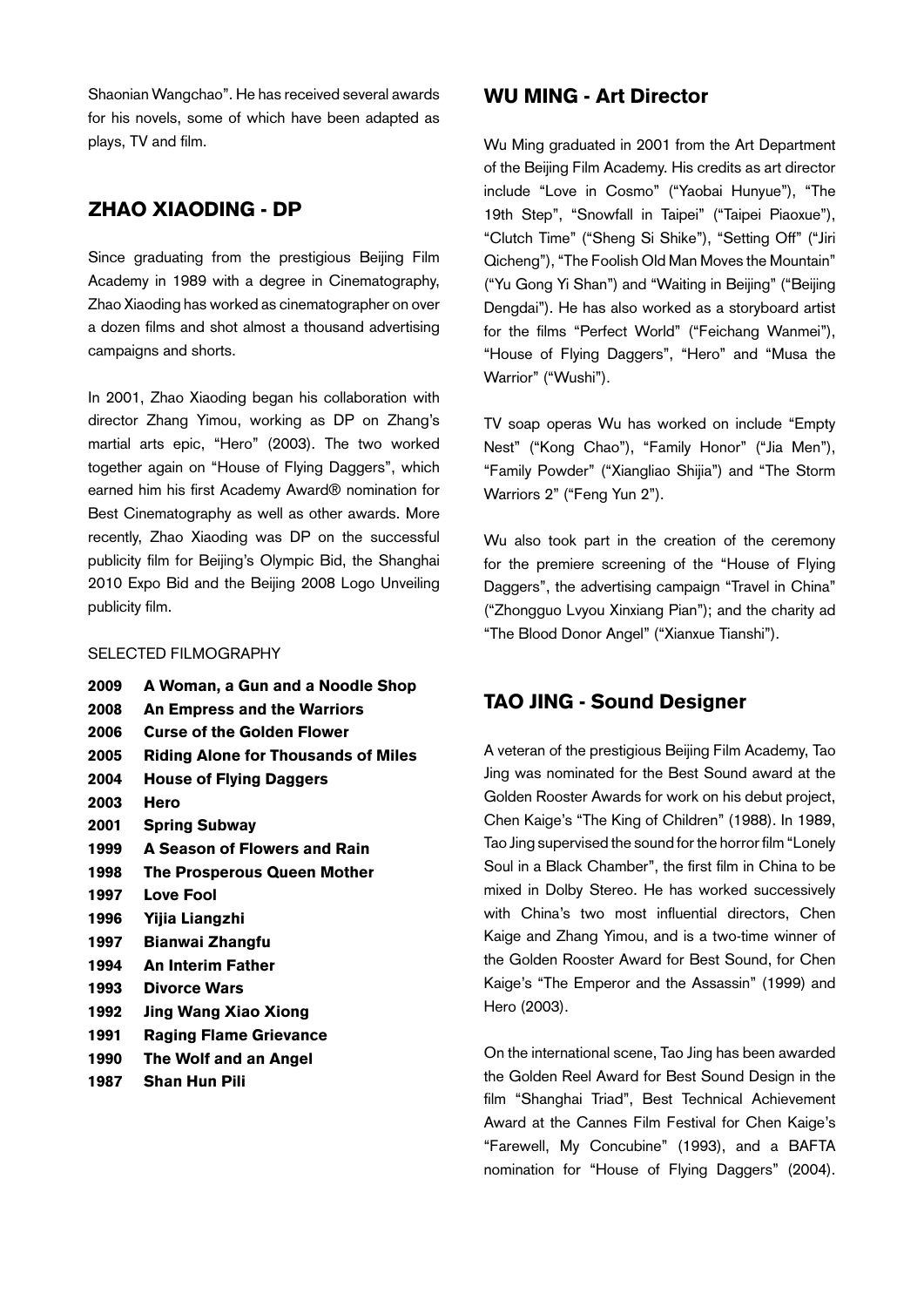Shaonian Wangchao". He has received several awards for his novels, some of which have been adapted as plays, TV and film.

## ZHAO XIAODING - DP

Since graduating from the prestigious Beijing Film Academy in 1989 with a degree in Cinematography, Zhao Xiaoding has worked as cinematographer on over a dozen films and shot almost a thousand advertising campaigns and shorts.

In 2001, Zhao Xiaoding began his collaboration with director Zhang Yimou, working as DP on Zhang's martial arts epic, "Hero" (2003). The two worked together again on "House of Flying Daggers", which earned him his first Academy Award® nomination for Best Cinematography as well as other awards. More recently, Zhao Xiaoding was DP on the successful publicity film for Beijing's Olympic Bid, the Shanghai 2010 Expo Bid and the Beijing 2008 Logo Unveiling publicity film.

SELECTED FILMOGRAPHY

**2009 A Woman, a Gun and a Noodle Shop**
**2008 An Empress and the Warriors**
**2006 Curse of the Golden Flower**
**2005 Riding Alone for Thousands of Miles**
**2004 House of Flying Daggers**
**2003 Hero**
**2001 Spring Subway**
**1999 A Season of Flowers and Rain**
**1998 The Prosperous Queen Mother**
**1997 Love Fool**
**1996 Yijia Liangzhi**
**1997 Bianwai Zhangfu**
**1994 An Interim Father**
**1993 Divorce Wars**
**1992 Jing Wang Xiao Xiong**
**1991 Raging Flame Grievance**
**1990 The Wolf and an Angel**
**1987 Shan Hun Pili**

## WU MING - Art Director

Wu Ming graduated in 2001 from the Art Department of the Beijing Film Academy. His credits as art director include "Love in Cosmo" ("Yaobai Hunyue"), "The 19th Step", "Snowfall in Taipei" ("Taipei Piaoxue"), "Clutch Time" ("Sheng Si Shike"), "Setting Off" ("Jiri Qicheng"), "The Foolish Old Man Moves the Mountain" ("Yu Gong Yi Shan") and "Waiting in Beijing" ("Beijing Dengdai"). He has also worked as a storyboard artist for the films "Perfect World" ("Feichang Wanmei"), "House of Flying Daggers", "Hero" and "Musa the Warrior" ("Wushi").

TV soap operas Wu has worked on include "Empty Nest" ("Kong Chao"), "Family Honor" ("Jia Men"), "Family Powder" ("Xiangliao Shijia") and "The Storm Warriors 2" ("Feng Yun 2").

Wu also took part in the creation of the ceremony for the premiere screening of the "House of Flying Daggers", the advertising campaign "Travel in China" ("Zhongguo Lvyou Xinxiang Pian"); and the charity ad "The Blood Donor Angel" ("Xianxue Tianshi").

## TAO JING - Sound Designer

A veteran of the prestigious Beijing Film Academy, Tao Jing was nominated for the Best Sound award at the Golden Rooster Awards for work on his debut project, Chen Kaige's "The King of Children" (1988). In 1989, Tao Jing supervised the sound for the horror film "Lonely Soul in a Black Chamber", the first film in China to be mixed in Dolby Stereo. He has worked successively with China's two most influential directors, Chen Kaige and Zhang Yimou, and is a two-time winner of the Golden Rooster Award for Best Sound, for Chen Kaige's "The Emperor and the Assassin" (1999) and Hero (2003).

On the international scene, Tao Jing has been awarded the Golden Reel Award for Best Sound Design in the film "Shanghai Triad", Best Technical Achievement Award at the Cannes Film Festival for Chen Kaige's "Farewell, My Concubine" (1993), and a BAFTA nomination for "House of Flying Daggers" (2004).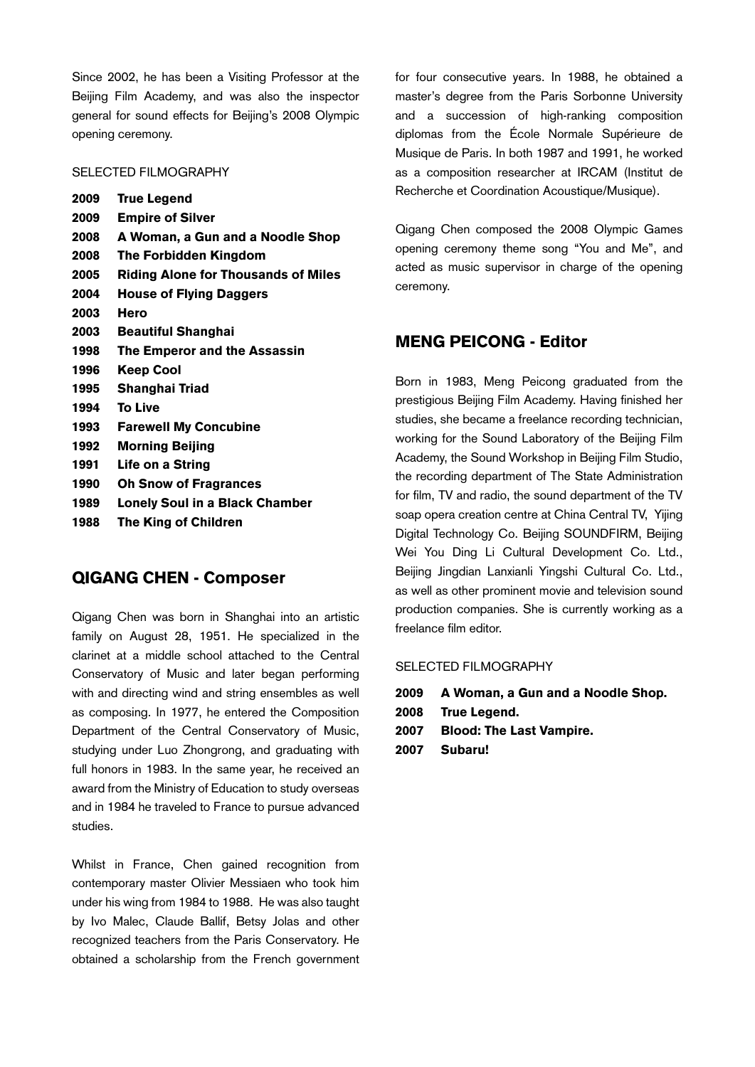Since 2002, he has been a Visiting Professor at the Beijing Film Academy, and was also the inspector general for sound effects for Beijing's 2008 Olympic opening ceremony.

SELECTED FILMOGRAPHY

**2009 True Legend**
**2009 Empire of Silver**
**2008 A Woman, a Gun and a Noodle Shop**
**2008 The Forbidden Kingdom**
**2005 Riding Alone for Thousands of Miles**
**2004 House of Flying Daggers**
**2003 Hero**
**2003 Beautiful Shanghai**
**1998 The Emperor and the Assassin**
**1996 Keep Cool**
**1995 Shanghai Triad**
**1994 To Live**
**1993 Farewell My Concubine**
**1992 Morning Beijing**
**1991 Life on a String**
**1990 Oh Snow of Fragrances**
**1989 Lonely Soul in a Black Chamber**
**1988 The King of Children**

## QIGANG CHEN - Composer

Qigang Chen was born in Shanghai into an artistic family on August 28, 1951. He specialized in the clarinet at a middle school attached to the Central Conservatory of Music and later began performing with and directing wind and string ensembles as well as composing. In 1977, he entered the Composition Department of the Central Conservatory of Music, studying under Luo Zhongrong, and graduating with full honors in 1983. In the same year, he received an award from the Ministry of Education to study overseas and in 1984 he traveled to France to pursue advanced studies.

Whilst in France, Chen gained recognition from contemporary master Olivier Messiaen who took him under his wing from 1984 to 1988. He was also taught by Ivo Malec, Claude Ballif, Betsy Jolas and other recognized teachers from the Paris Conservatory. He obtained a scholarship from the French government for four consecutive years. In 1988, he obtained a master's degree from the Paris Sorbonne University and a succession of high-ranking composition diplomas from the École Normale Supérieure de Musique de Paris. In both 1987 and 1991, he worked as a composition researcher at IRCAM (Institut de Recherche et Coordination Acoustique/Musique).

Qigang Chen composed the 2008 Olympic Games opening ceremony theme song "You and Me", and acted as music supervisor in charge of the opening ceremony.

## MENG PEICONG - Editor

Born in 1983, Meng Peicong graduated from the prestigious Beijing Film Academy. Having finished her studies, she became a freelance recording technician, working for the Sound Laboratory of the Beijing Film Academy, the Sound Workshop in Beijing Film Studio, the recording department of The State Administration for film, TV and radio, the sound department of the TV soap opera creation centre at China Central TV, Yijing Digital Technology Co. Beijing SOUNDFIRM, Beijing Wei You Ding Li Cultural Development Co. Ltd., Beijing Jingdian Lanxianli Yingshi Cultural Co. Ltd., as well as other prominent movie and television sound production companies. She is currently working as a freelance film editor.

SELECTED FILMOGRAPHY

**2009 A Woman, a Gun and a Noodle Shop.**
**2008 True Legend.**
**2007 Blood: The Last Vampire.**
**2007 Subaru!**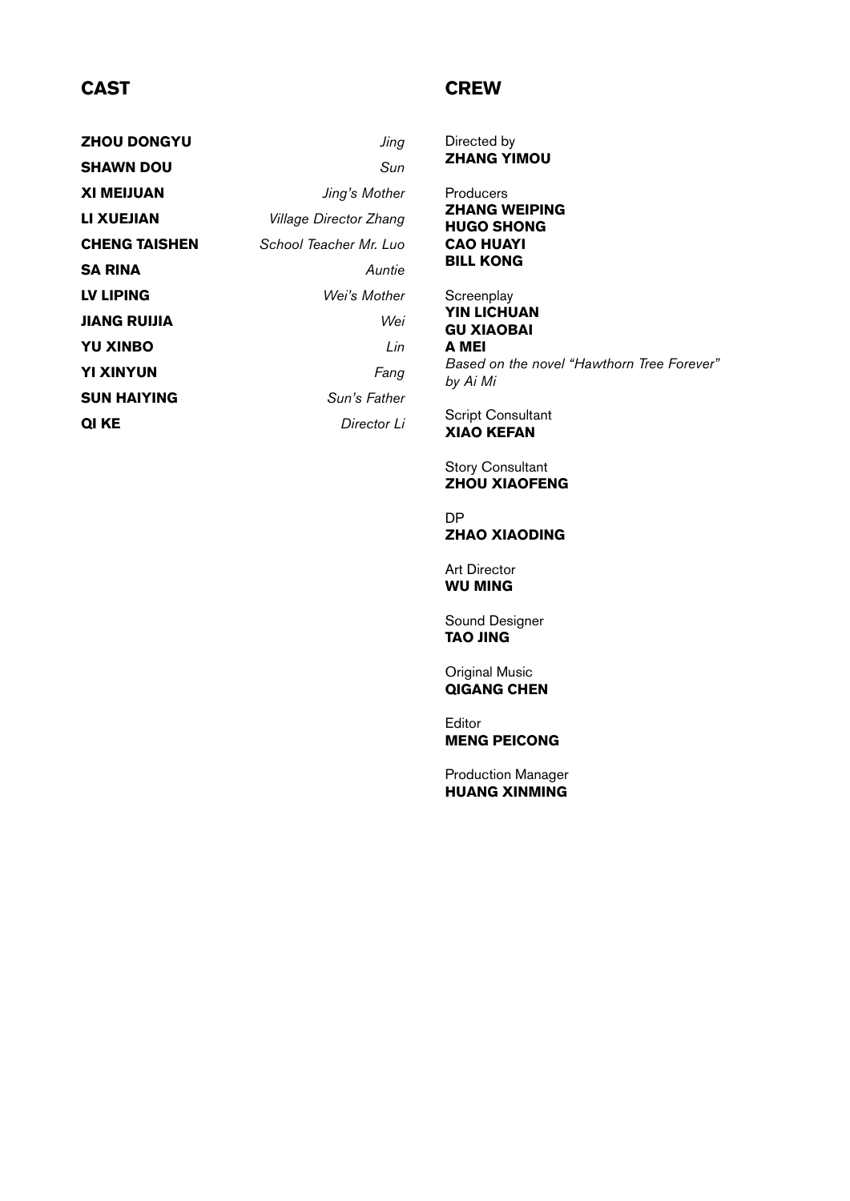## CAST

| | |
|---|---|
| **ZHOU DONGYU** | *Jing* |
| **SHAWN DOU** | *Sun* |
| **XI MEIJUAN** | *Jing's Mother* |
| **LI XUEJIAN** | *Village Director Zhang* |
| **CHENG TAISHEN** | *School Teacher Mr. Luo* |
| **SA RINA** | *Auntie* |
| **LV LIPING** | *Wei's Mother* |
| **JIANG RUIJIA** | *Wei* |
| **YU XINBO** | *Lin* |
| **YI XINYUN** | *Fang* |
| **SUN HAIYING** | *Sun's Father* |
| **QI KE** | *Director Li* |

## CREW

Directed by
**ZHANG YIMOU**

Producers
**ZHANG WEIPING**
**HUGO SHONG**
**CAO HUAYI**
**BILL KONG**

Screenplay
**YIN LICHUAN**
**GU XIAOBAI**
**A MEI**
*Based on the novel "Hawthorn Tree Forever" by Ai Mi*

Script Consultant
**XIAO KEFAN**

Story Consultant
**ZHOU XIAOFENG**

DP
**ZHAO XIAODING**

Art Director
**WU MING**

Sound Designer
**TAO JING**

Original Music
**QIGANG CHEN**

Editor
**MENG PEICONG**

Production Manager
**HUANG XINMING**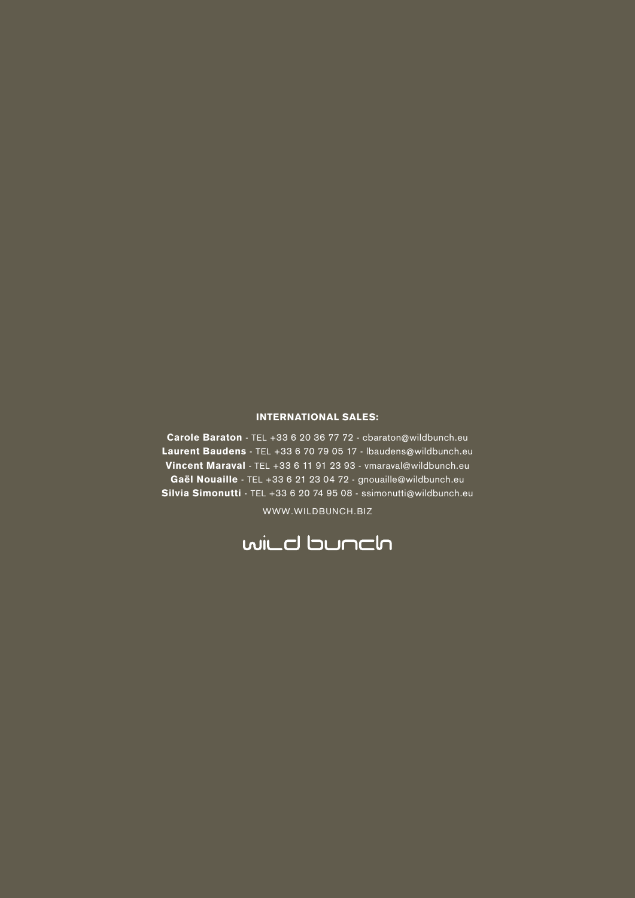**INTERNATIONAL SALES:**

**Carole Baraton** - TEL +33 6 20 36 77 72 - cbaraton@wildbunch.eu
**Laurent Baudens** - TEL +33 6 70 79 05 17 - lbaudens@wildbunch.eu
**Vincent Maraval** - TEL +33 6 11 91 23 93 - vmaraval@wildbunch.eu
**Gaël Nouaille** - TEL +33 6 21 23 04 72 - gnouaille@wildbunch.eu
**Silvia Simonutti** - TEL +33 6 20 74 95 08 - ssimonutti@wildbunch.eu

WWW.WILDBUNCH.BIZ

wild bunch